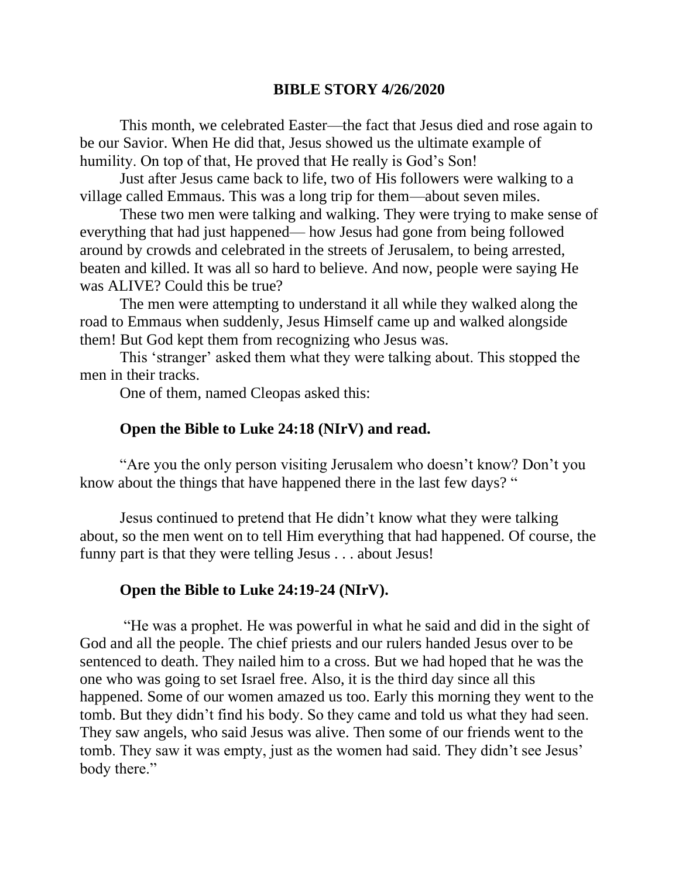# BIBLE STORY 4/26/2020

This month, we celebrated Easter—the fact that Jesus died and rose again to be our Savior. When He did that, Jesus showed us the ultimate example of humility. On top of that, He proved that He really is God's Son!

Just after Jesus came back to life, two of His followers were walking to a village called Emmaus. This was a long trip for them—about seven miles.

These two men were talking and walking. They were trying to make sense of everything that had just happened— how Jesus had gone from being followed around by crowds and celebrated in the streets of Jerusalem, to being arrested, beaten and killed. It was all so hard to believe. And now, people were saying He was ALIVE? Could this be true?

The men were attempting to understand it all while they walked along the road to Emmaus when suddenly, Jesus Himself came up and walked alongside them! But God kept them from recognizing who Jesus was.

This 'stranger' asked them what they were talking about. This stopped the men in their tracks.

One of them, named Cleopas asked this:

**Open the Bible to Luke 24:18 (NIrV) and read.**

"Are you the only person visiting Jerusalem who doesn't know? Don't you know about the things that have happened there in the last few days? "

Jesus continued to pretend that He didn't know what they were talking about, so the men went on to tell Him everything that had happened. Of course, the funny part is that they were telling Jesus . . . about Jesus!

**Open the Bible to Luke 24:19-24 (NIrV).**

"He was a prophet. He was powerful in what he said and did in the sight of God and all the people. The chief priests and our rulers handed Jesus over to be sentenced to death. They nailed him to a cross. But we had hoped that he was the one who was going to set Israel free. Also, it is the third day since all this happened. Some of our women amazed us too. Early this morning they went to the tomb. But they didn't find his body. So they came and told us what they had seen. They saw angels, who said Jesus was alive. Then some of our friends went to the tomb. They saw it was empty, just as the women had said. They didn't see Jesus' body there."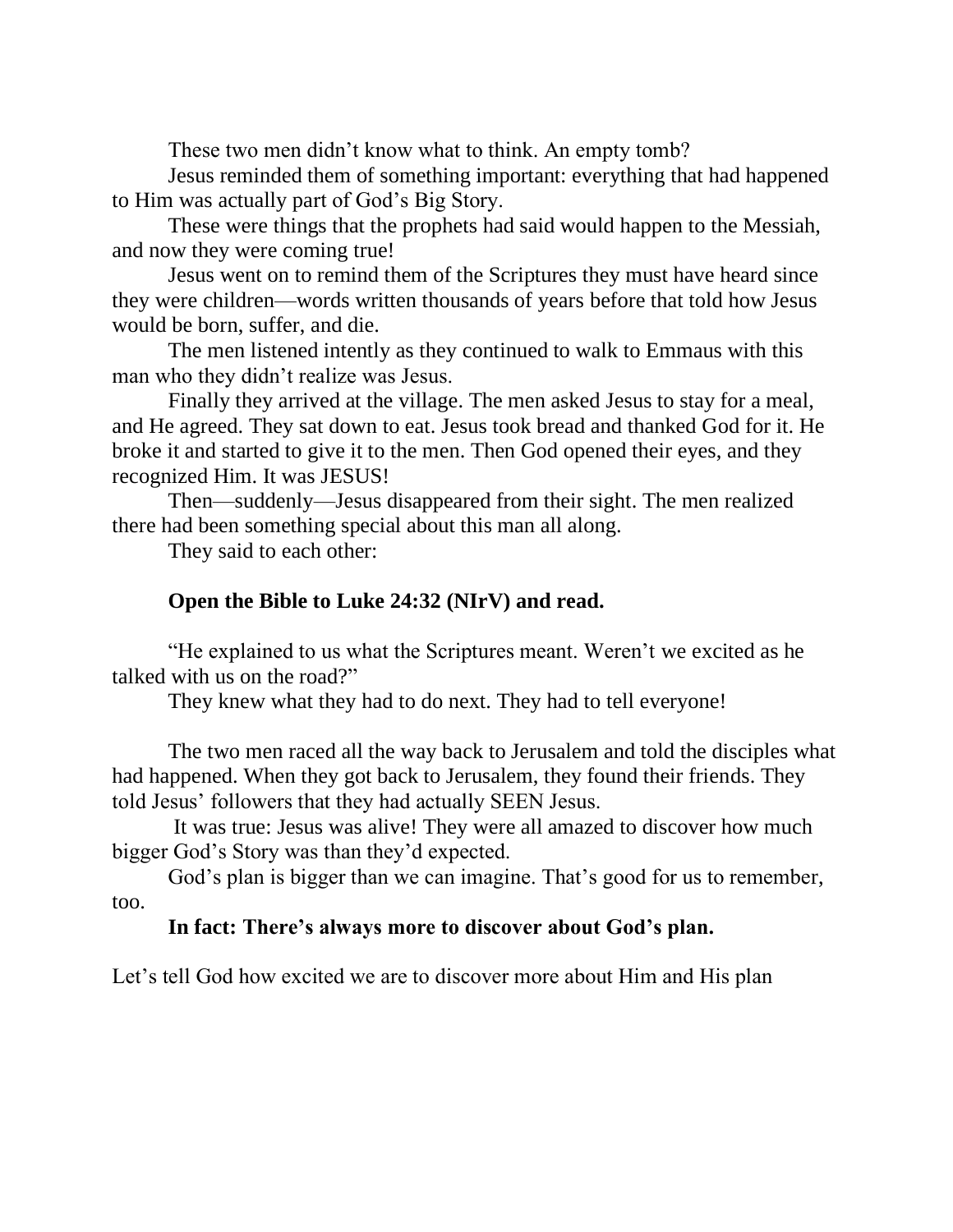These two men didn't know what to think. An empty tomb?

Jesus reminded them of something important: everything that had happened to Him was actually part of God's Big Story.

These were things that the prophets had said would happen to the Messiah, and now they were coming true!

Jesus went on to remind them of the Scriptures they must have heard since they were children—words written thousands of years before that told how Jesus would be born, suffer, and die.

The men listened intently as they continued to walk to Emmaus with this man who they didn't realize was Jesus.

Finally they arrived at the village. The men asked Jesus to stay for a meal, and He agreed. They sat down to eat. Jesus took bread and thanked God for it. He broke it and started to give it to the men. Then God opened their eyes, and they recognized Him. It was JESUS!

Then—suddenly—Jesus disappeared from their sight. The men realized there had been something special about this man all along.

They said to each other:

**Open the Bible to Luke 24:32 (NIrV) and read.**

"He explained to us what the Scriptures meant. Weren't we excited as he talked with us on the road?"

They knew what they had to do next. They had to tell everyone!

The two men raced all the way back to Jerusalem and told the disciples what had happened. When they got back to Jerusalem, they found their friends. They told Jesus' followers that they had actually SEEN Jesus.

It was true: Jesus was alive! They were all amazed to discover how much bigger God's Story was than they'd expected.

God's plan is bigger than we can imagine. That's good for us to remember, too.

**In fact: There's always more to discover about God's plan.**

Let's tell God how excited we are to discover more about Him and His plan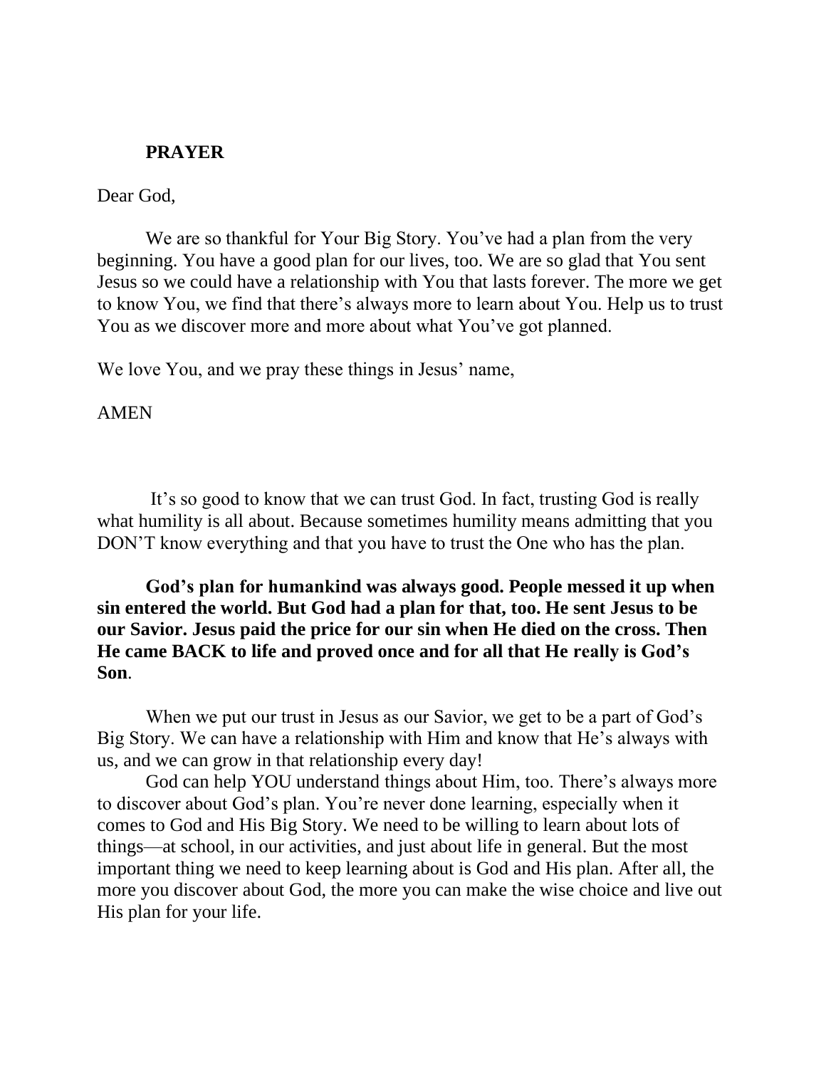**PRAYER**

Dear God,

We are so thankful for Your Big Story. You've had a plan from the very beginning. You have a good plan for our lives, too. We are so glad that You sent Jesus so we could have a relationship with You that lasts forever. The more we get to know You, we find that there's always more to learn about You. Help us to trust You as we discover more and more about what You've got planned.

We love You, and we pray these things in Jesus' name,

AMEN

It's so good to know that we can trust God. In fact, trusting God is really what humility is all about. Because sometimes humility means admitting that you DON'T know everything and that you have to trust the One who has the plan.

**God's plan for humankind was always good. People messed it up when sin entered the world. But God had a plan for that, too. He sent Jesus to be our Savior. Jesus paid the price for our sin when He died on the cross. Then He came BACK to life and proved once and for all that He really is God's Son**.

When we put our trust in Jesus as our Savior, we get to be a part of God's Big Story. We can have a relationship with Him and know that He's always with us, and we can grow in that relationship every day!

God can help YOU understand things about Him, too. There's always more to discover about God's plan. You're never done learning, especially when it comes to God and His Big Story. We need to be willing to learn about lots of things—at school, in our activities, and just about life in general. But the most important thing we need to keep learning about is God and His plan. After all, the more you discover about God, the more you can make the wise choice and live out His plan for your life.